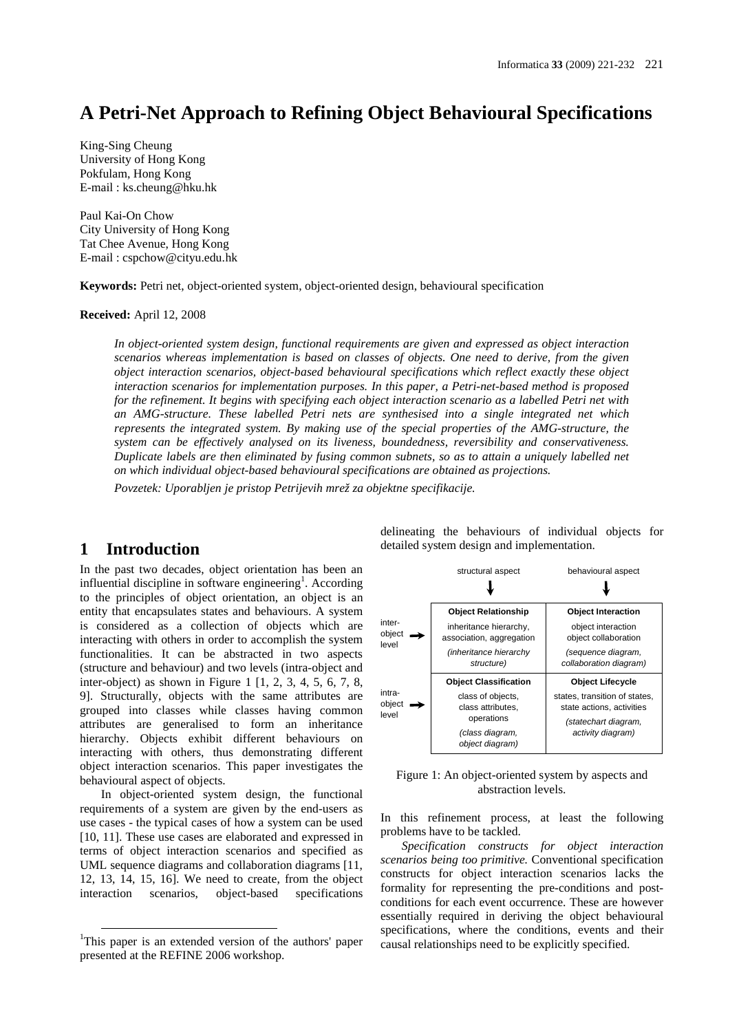# A Petri-Net Approach to Refining Object Behavioural Specifications

King-Sing Cheung
University of Hong Kong
Pokfulam, Hong Kong
E-mail : ks.cheung@hku.hk

Paul Kai-On Chow
City University of Hong Kong
Tat Chee Avenue, Hong Kong
E-mail : cspchow@cityu.edu.hk

**Keywords:** Petri net, object-oriented system, object-oriented design, behavioural specification

**Received:** April 12, 2008

*In object-oriented system design, functional requirements are given and expressed as object interaction scenarios whereas implementation is based on classes of objects. One need to derive, from the given object interaction scenarios, object-based behavioural specifications which reflect exactly these object interaction scenarios for implementation purposes. In this paper, a Petri-net-based method is proposed for the refinement. It begins with specifying each object interaction scenario as a labelled Petri net with an AMG-structure. These labelled Petri nets are synthesised into a single integrated net which represents the integrated system. By making use of the special properties of the AMG-structure, the system can be effectively analysed on its liveness, boundedness, reversibility and conservativeness. Duplicate labels are then eliminated by fusing common subnets, so as to attain a uniquely labelled net on which individual object-based behavioural specifications are obtained as projections.*

*Povzetek: Uporabljen je pristop Petrijevih mrež za objektne specifikacije.*

## 1 Introduction

In the past two decades, object orientation has been an influential discipline in software engineering[1]. According to the principles of object orientation, an object is an entity that encapsulates states and behaviours. A system is considered as a collection of objects which are interacting with others in order to accomplish the system functionalities. It can be abstracted in two aspects (structure and behaviour) and two levels (intra-object and inter-object) as shown in Figure 1 [1, 2, 3, 4, 5, 6, 7, 8, 9]. Structurally, objects with the same attributes are grouped into classes while classes having common attributes are generalised to form an inheritance hierarchy. Objects exhibit different behaviours on interacting with others, thus demonstrating different object interaction scenarios. This paper investigates the behavioural aspect of objects.

In object-oriented system design, the functional requirements of a system are given by the end-users as use cases - the typical cases of how a system can be used [10, 11]. These use cases are elaborated and expressed in terms of object interaction scenarios and specified as UML sequence diagrams and collaboration diagrams [11, 12, 13, 14, 15, 16]. We need to create, from the object interaction scenarios, object-based specifications delineating the behaviours of individual objects for detailed system design and implementation.

| | structural aspect | behavioural aspect |
|---|---|---|
| inter-object level | **Object Relationship**<br>inheritance hierarchy, association, aggregation<br>*(inheritance hierarchy structure)* | **Object Interaction**<br>object interaction<br>object collaboration<br>*(sequence diagram, collaboration diagram)* |
| intra-object level | **Object Classification**<br>class of objects, class attributes, operations<br>*(class diagram, object diagram)* | **Object Lifecycle**<br>states, transition of states, state actions, activities<br>*(statechart diagram, activity diagram)* |

Figure 1: An object-oriented system by aspects and abstraction levels.

In this refinement process, at least the following problems have to be tackled.

*Specification constructs for object interaction scenarios being too primitive.* Conventional specification constructs for object interaction scenarios lacks the formality for representing the pre-conditions and post-conditions for each event occurrence. These are however essentially required in deriving the object behavioural specifications, where the conditions, events and their causal relationships need to be explicitly specified.

[1]This paper is an extended version of the authors' paper presented at the REFINE 2006 workshop.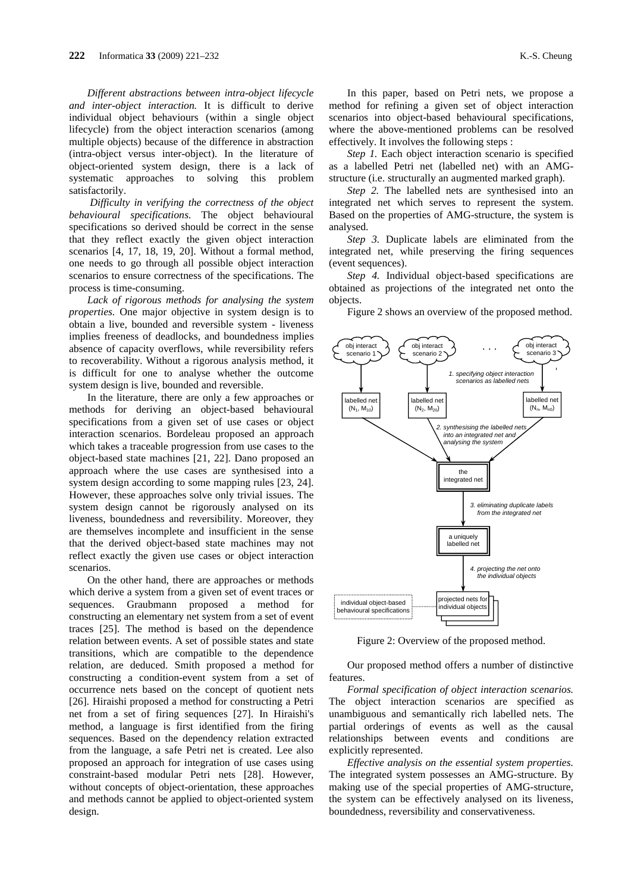*Different abstractions between intra-object lifecycle and inter-object interaction.* It is difficult to derive individual object behaviours (within a single object lifecycle) from the object interaction scenarios (among multiple objects) because of the difference in abstraction (intra-object versus inter-object). In the literature of object-oriented system design, there is a lack of systematic approaches to solving this problem satisfactorily.

*Difficulty in verifying the correctness of the object behavioural specifications.* The object behavioural specifications so derived should be correct in the sense that they reflect exactly the given object interaction scenarios [4, 17, 18, 19, 20]. Without a formal method, one needs to go through all possible object interaction scenarios to ensure correctness of the specifications. The process is time-consuming.

*Lack of rigorous methods for analysing the system properties.* One major objective in system design is to obtain a live, bounded and reversible system - liveness implies freeness of deadlocks, and boundedness implies absence of capacity overflows, while reversibility refers to recoverability. Without a rigorous analysis method, it is difficult for one to analyse whether the outcome system design is live, bounded and reversible.

In the literature, there are only a few approaches or methods for deriving an object-based behavioural specifications from a given set of use cases or object interaction scenarios. Bordeleau proposed an approach which takes a traceable progression from use cases to the object-based state machines [21, 22]. Dano proposed an approach where the use cases are synthesised into a system design according to some mapping rules [23, 24]. However, these approaches solve only trivial issues. The system design cannot be rigorously analysed on its liveness, boundedness and reversibility. Moreover, they are themselves incomplete and insufficient in the sense that the derived object-based state machines may not reflect exactly the given use cases or object interaction scenarios.

On the other hand, there are approaches or methods which derive a system from a given set of event traces or sequences. Graubmann proposed a method for constructing an elementary net system from a set of event traces [25]. The method is based on the dependence relation between events. A set of possible states and state transitions, which are compatible to the dependence relation, are deduced. Smith proposed a method for constructing a condition-event system from a set of occurrence nets based on the concept of quotient nets [26]. Hiraishi proposed a method for constructing a Petri net from a set of firing sequences [27]. In Hiraishi's method, a language is first identified from the firing sequences. Based on the dependency relation extracted from the language, a safe Petri net is created. Lee also proposed an approach for integration of use cases using constraint-based modular Petri nets [28]. However, without concepts of object-orientation, these approaches and methods cannot be applied to object-oriented system design.

In this paper, based on Petri nets, we propose a method for refining a given set of object interaction scenarios into object-based behavioural specifications, where the above-mentioned problems can be resolved effectively. It involves the following steps :

*Step 1.* Each object interaction scenario is specified as a labelled Petri net (labelled net) with an AMG-structure (i.e. structurally an augmented marked graph).

*Step 2.* The labelled nets are synthesised into an integrated net which serves to represent the system. Based on the properties of AMG-structure, the system is analysed.

*Step 3.* Duplicate labels are eliminated from the integrated net, while preserving the firing sequences (event sequences).

*Step 4.* Individual object-based specifications are obtained as projections of the integrated net onto the objects.

Figure 2 shows an overview of the proposed method.

Figure 2: Overview of the proposed method.

Our proposed method offers a number of distinctive features.

*Formal specification of object interaction scenarios.* The object interaction scenarios are specified as unambiguous and semantically rich labelled nets. The partial orderings of events as well as the causal relationships between events and conditions are explicitly represented.

*Effective analysis on the essential system properties.* The integrated system possesses an AMG-structure. By making use of the special properties of AMG-structure, the system can be effectively analysed on its liveness, boundedness, reversibility and conservativeness.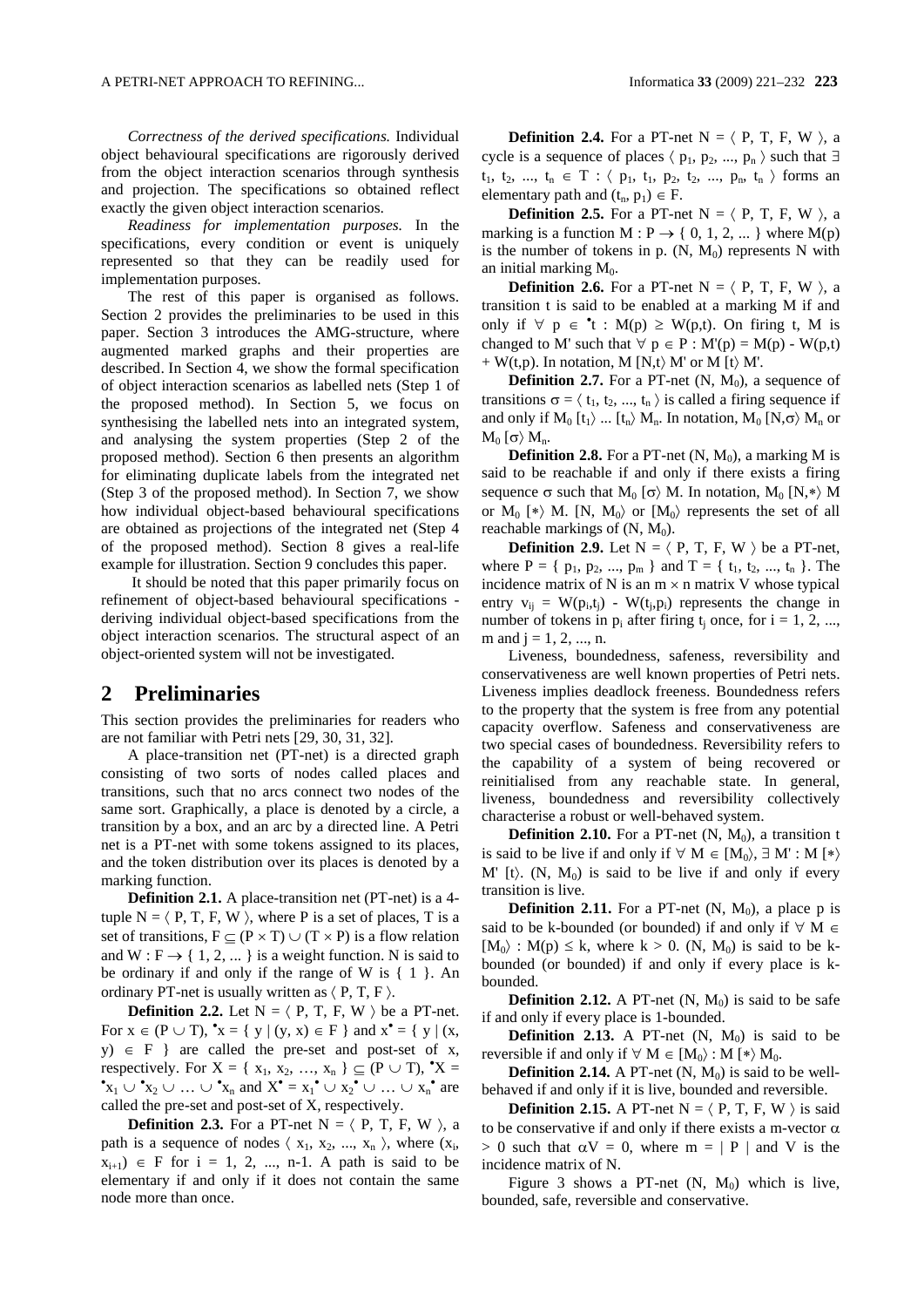*Correctness of the derived specifications.* Individual object behavioural specifications are rigorously derived from the object interaction scenarios through synthesis and projection. The specifications so obtained reflect exactly the given object interaction scenarios.

*Readiness for implementation purposes.* In the specifications, every condition or event is uniquely represented so that they can be readily used for implementation purposes.

The rest of this paper is organised as follows. Section 2 provides the preliminaries to be used in this paper. Section 3 introduces the AMG-structure, where augmented marked graphs and their properties are described. In Section 4, we show the formal specification of object interaction scenarios as labelled nets (Step 1 of the proposed method). In Section 5, we focus on synthesising the labelled nets into an integrated system, and analysing the system properties (Step 2 of the proposed method). Section 6 then presents an algorithm for eliminating duplicate labels from the integrated net (Step 3 of the proposed method). In Section 7, we show how individual object-based behavioural specifications are obtained as projections of the integrated net (Step 4 of the proposed method). Section 8 gives a real-life example for illustration. Section 9 concludes this paper.

It should be noted that this paper primarily focus on refinement of object-based behavioural specifications - deriving individual object-based specifications from the object interaction scenarios. The structural aspect of an object-oriented system will not be investigated.

## 2 Preliminaries

This section provides the preliminaries for readers who are not familiar with Petri nets [29, 30, 31, 32].

A place-transition net (PT-net) is a directed graph consisting of two sorts of nodes called places and transitions, such that no arcs connect two nodes of the same sort. Graphically, a place is denoted by a circle, a transition by a box, and an arc by a directed line. A Petri net is a PT-net with some tokens assigned to its places, and the token distribution over its places is denoted by a marking function.

**Definition 2.1.** A place-transition net (PT-net) is a 4-tuple $N = \langle P, T, F, W \rangle$, where P is a set of places, T is a set of transitions, $F \subseteq (P \times T) \cup (T \times P)$ is a flow relation and $W : F \rightarrow \{ 1, 2, ... \}$ is a weight function. N is said to be ordinary if and only if the range of W is $\{ 1 \}$. An ordinary PT-net is usually written as $\langle P, T, F \rangle$.

**Definition 2.2.** Let $N = \langle P, T, F, W \rangle$ be a PT-net. For $x \in (P \cup T)$, ${}^\bullet x = \{ y \mid (y, x) \in F \}$ and $x^\bullet = \{ y \mid (x, y) \in F \}$ are called the pre-set and post-set of x, respectively. For $X = \{ x_1, x_2, \ldots, x_n \} \subseteq (P \cup T)$, ${}^\bullet X = {}^\bullet x_1 \cup {}^\bullet x_2 \cup \ldots \cup {}^\bullet x_n$ and $X^\bullet = x_1^\bullet \cup x_2^\bullet \cup \ldots \cup x_n^\bullet$ are called the pre-set and post-set of X, respectively.

**Definition 2.3.** For a PT-net $N = \langle P, T, F, W \rangle$, a path is a sequence of nodes $\langle x_1, x_2, ..., x_n \rangle$, where $(x_i, x_{i+1}) \in F$ for i = 1, 2, ..., n-1. A path is said to be elementary if and only if it does not contain the same node more than once.

**Definition 2.4.** For a PT-net $N = \langle P, T, F, W \rangle$, a cycle is a sequence of places $\langle p_1, p_2, ..., p_n \rangle$ such that $\exists\, t_1, t_2, ..., t_n \in T : \langle p_1, t_1, p_2, t_2, ..., p_n, t_n \rangle$ forms an elementary path and $(t_n, p_1) \in F$.

**Definition 2.5.** For a PT-net $N = \langle P, T, F, W \rangle$, a marking is a function $M : P \rightarrow \{ 0, 1, 2, ... \}$ where M(p) is the number of tokens in p. $(N, M_0)$ represents N with an initial marking $M_0$.

**Definition 2.6.** For a PT-net $N = \langle P, T, F, W \rangle$, a transition t is said to be enabled at a marking M if and only if $\forall\, p \in {}^\bullet t : M(p) \geq W(p,t)$. On firing t, M is changed to M' such that $\forall\, p \in P : M'(p) = M(p) - W(p,t) + W(t,p)$. In notation, $M\, [N,t\rangle\, M'$ or $M\, [t\rangle\, M'$.

**Definition 2.7.** For a PT-net $(N, M_0)$, a sequence of transitions $\sigma = \langle t_1, t_2, ..., t_n \rangle$ is called a firing sequence if and only if $M_0\, [t_1\rangle \ldots [t_n\rangle\, M_n$. In notation, $M_0\, [N,\sigma\rangle\, M_n$ or $M_0\, [\sigma\rangle\, M_n$.

**Definition 2.8.** For a PT-net $(N, M_0)$, a marking M is said to be reachable if and only if there exists a firing sequence $\sigma$ such that $M_0\, [\sigma\rangle\, M$. In notation, $M_0\, [N,*\rangle\, M$ or $M_0\, [*\rangle\, M$. $[N, M_0\rangle$ or $[M_0\rangle$ represents the set of all reachable markings of $(N, M_0)$.

**Definition 2.9.** Let $N = \langle P, T, F, W \rangle$ be a PT-net, where $P = \{ p_1, p_2, ..., p_m \}$ and $T = \{ t_1, t_2, ..., t_n \}$. The incidence matrix of N is an $m \times n$ matrix V whose typical entry $v_{ij} = W(p_i,t_j) - W(t_j,p_i)$ represents the change in number of tokens in $p_i$ after firing $t_j$ once, for i = 1, 2, ..., m and j = 1, 2, ..., n.

Liveness, boundedness, safeness, reversibility and conservativeness are well known properties of Petri nets. Liveness implies deadlock freeness. Boundedness refers to the property that the system is free from any potential capacity overflow. Safeness and conservativeness are two special cases of boundedness. Reversibility refers to the capability of a system of being recovered or reinitialised from any reachable state. In general, liveness, boundedness and reversibility collectively characterise a robust or well-behaved system.

**Definition 2.10.** For a PT-net $(N, M_0)$, a transition t is said to be live if and only if $\forall\, M \in [M_0\rangle, \exists\, M' : M\, [*\rangle\, M'\, [t\rangle$. $(N, M_0)$ is said to be live if and only if every transition is live.

**Definition 2.11.** For a PT-net $(N, M_0)$, a place p is said to be k-bounded (or bounded) if and only if $\forall\, M \in [M_0\rangle : M(p) \leq k$, where $k > 0$. $(N, M_0)$ is said to be k-bounded (or bounded) if and only if every place is k-bounded.

**Definition 2.12.** A PT-net $(N, M_0)$ is said to be safe if and only if every place is 1-bounded.

**Definition 2.13.** A PT-net $(N, M_0)$ is said to be reversible if and only if $\forall\, M \in [M_0\rangle : M\, [*\rangle\, M_0$.

**Definition 2.14.** A PT-net $(N, M_0)$ is said to be well-behaved if and only if it is live, bounded and reversible.

**Definition 2.15.** A PT-net $N = \langle P, T, F, W \rangle$ is said to be conservative if and only if there exists a m-vector $\alpha > 0$ such that $\alpha V = 0$, where $m = |\, P\, |$ and V is the incidence matrix of N.

Figure 3 shows a PT-net $(N, M_0)$ which is live, bounded, safe, reversible and conservative.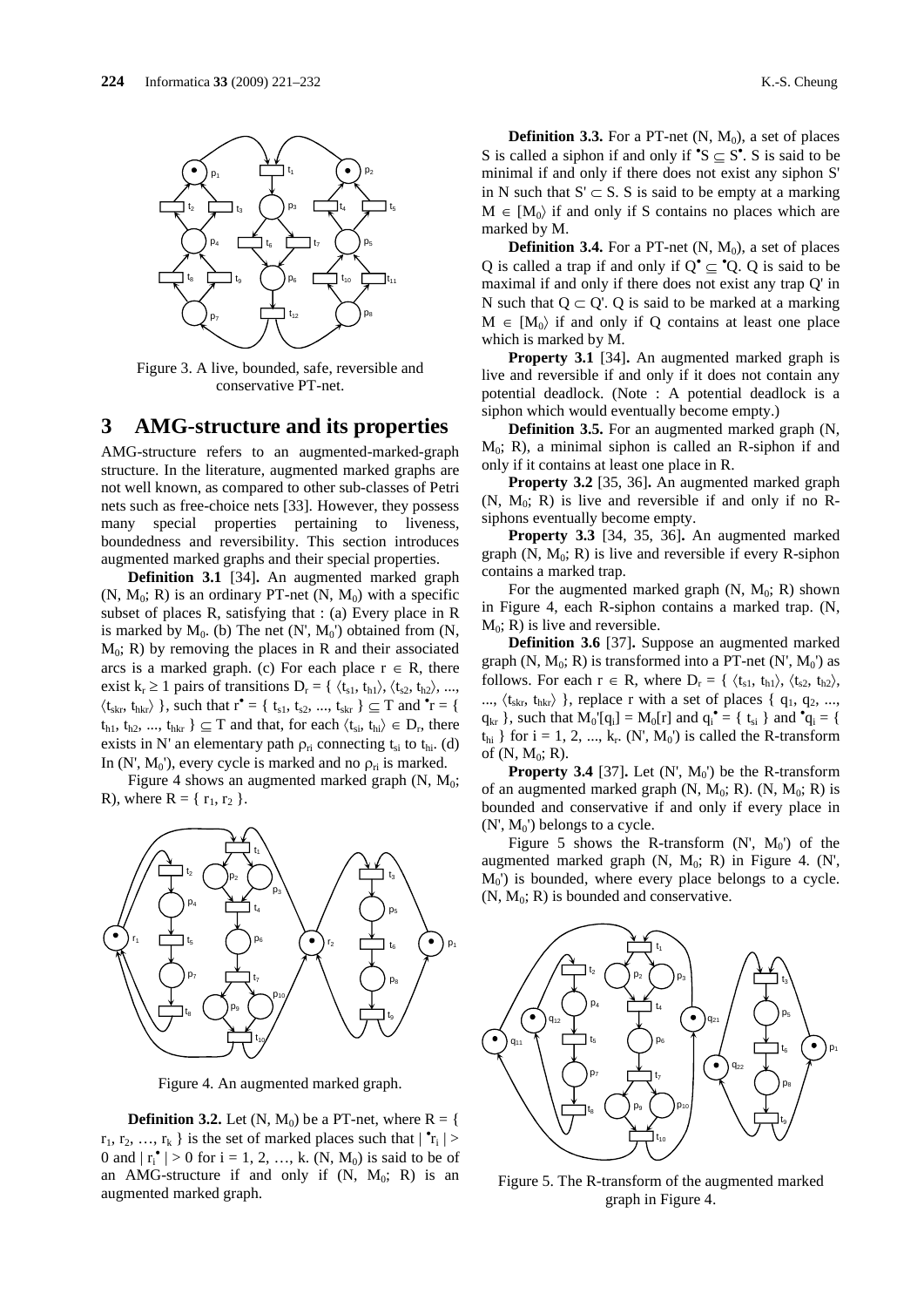Figure 3. A live, bounded, safe, reversible and conservative PT-net.

## 3 AMG-structure and its properties

AMG-structure refers to an augmented-marked-graph structure. In the literature, augmented marked graphs are not well known, as compared to other sub-classes of Petri nets such as free-choice nets [33]. However, they possess many special properties pertaining to liveness, boundedness and reversibility. This section introduces augmented marked graphs and their special properties.

**Definition 3.1** [34]**.** An augmented marked graph $(N, M_0; R)$ is an ordinary PT-net $(N, M_0)$ with a specific subset of places R, satisfying that : (a) Every place in R is marked by $M_0$. (b) The net $(N', M_0')$ obtained from $(N, M_0; R)$ by removing the places in R and their associated arcs is a marked graph. (c) For each place $r \in R$, there exist $k_r \geq 1$ pairs of transitions $D_r = \{ \langle t_{s1}, t_{h1} \rangle, \langle t_{s2}, t_{h2} \rangle, ..., \langle t_{skr}, t_{hkr} \rangle \}$, such that $r^\bullet = \{ t_{s1}, t_{s2}, ..., t_{skr} \} \subseteq T$ and ${}^\bullet r = \{ t_{h1}, t_{h2}, ..., t_{hkr} \} \subseteq T$ and that, for each $\langle t_{si}, t_{hi} \rangle \in D_r$, there exists in N' an elementary path $\rho_{ri}$ connecting $t_{si}$ to $t_{hi}$. (d) In $(N', M_0')$, every cycle is marked and no $\rho_{ri}$ is marked.

Figure 4 shows an augmented marked graph $(N, M_0; R)$, where $R = \{ r_1, r_2 \}$.

Figure 4. An augmented marked graph.

**Definition 3.2.** Let $(N, M_0)$ be a PT-net, where $R = \{ r_1, r_2, \ldots, r_k \}$ is the set of marked places such that $| {}^\bullet r_i | > 0$ and $| r_i^\bullet | > 0$ for $i = 1, 2, \ldots, k$. $(N, M_0)$ is said to be of an AMG-structure if and only if $(N, M_0; R)$ is an augmented marked graph.

**Definition 3.3.** For a PT-net $(N, M_0)$, a set of places S is called a siphon if and only if ${}^\bullet S \subseteq S^\bullet$. S is said to be minimal if and only if there does not exist any siphon S' in N such that $S' \subset S$. S is said to be empty at a marking $M \in [M_0\rangle$ if and only if S contains no places which are marked by M.

**Definition 3.4.** For a PT-net $(N, M_0)$, a set of places Q is called a trap if and only if $Q^\bullet \subseteq {}^\bullet Q$. Q is said to be maximal if and only if there does not exist any trap Q' in N such that $Q \subset Q'$. Q is said to be marked at a marking $M \in [M_0\rangle$ if and only if Q contains at least one place which is marked by M.

**Property 3.1** [34]**.** An augmented marked graph is live and reversible if and only if it does not contain any potential deadlock. (Note : A potential deadlock is a siphon which would eventually become empty.)

**Definition 3.5.** For an augmented marked graph $(N, M_0; R)$, a minimal siphon is called an R-siphon if and only if it contains at least one place in R.

**Property 3.2** [35, 36]**.** An augmented marked graph $(N, M_0; R)$ is live and reversible if and only if no R-siphons eventually become empty.

**Property 3.3** [34, 35, 36]**.** An augmented marked graph $(N, M_0; R)$ is live and reversible if every R-siphon contains a marked trap.

For the augmented marked graph $(N, M_0; R)$ shown in Figure 4, each R-siphon contains a marked trap. $(N, M_0; R)$ is live and reversible.

**Definition 3.6** [37]**.** Suppose an augmented marked graph $(N, M_0; R)$ is transformed into a PT-net $(N', M_0')$ as follows. For each $r \in R$, where $D_r = \{ \langle t_{s1}, t_{h1} \rangle, \langle t_{s2}, t_{h2} \rangle, ..., \langle t_{skr}, t_{hkr} \rangle \}$, replace r with a set of places $\{ q_1, q_2, ..., q_{kr} \}$, such that $M_0'[q_i] = M_0[r]$ and $q_i^\bullet = \{ t_{si} \}$ and ${}^\bullet q_i = \{ t_{hi} \}$ for $i = 1, 2, ..., k_r$. $(N', M_0')$ is called the R-transform of $(N, M_0; R)$.

**Property 3.4** [37]**.** Let $(N', M_0')$ be the R-transform of an augmented marked graph $(N, M_0; R)$. $(N, M_0; R)$ is bounded and conservative if and only if every place in $(N', M_0')$ belongs to a cycle.

Figure 5 shows the R-transform $(N', M_0')$ of the augmented marked graph $(N, M_0; R)$ in Figure 4. $(N', M_0')$ is bounded, where every place belongs to a cycle. $(N, M_0; R)$ is bounded and conservative.

Figure 5. The R-transform of the augmented marked graph in Figure 4.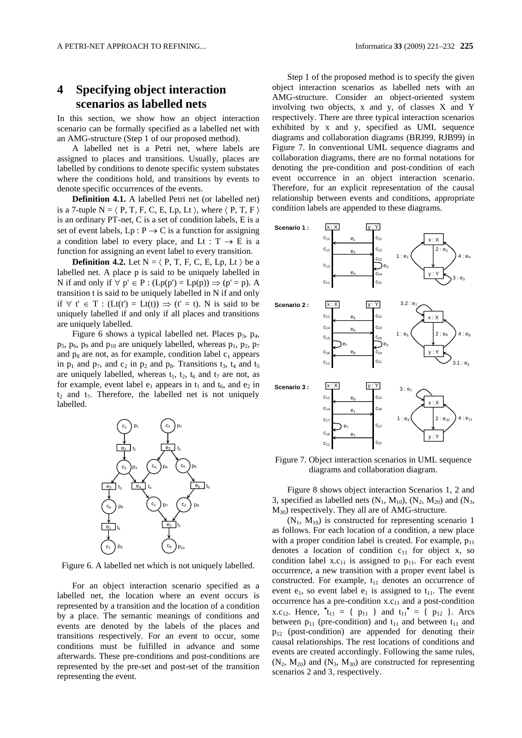# 4 Specifying object interaction scenarios as labelled nets

In this section, we show how an object interaction scenario can be formally specified as a labelled net with an AMG-structure (Step 1 of our proposed method).

A labelled net is a Petri net, where labels are assigned to places and transitions. Usually, places are labelled by conditions to denote specific system substates where the conditions hold, and transitions by events to denote specific occurrences of the events.

**Definition 4.1.** A labelled Petri net (or labelled net) is a 7-tuple $N = \langle P, T, F, C, E, Lp, Lt \rangle$, where $\langle P, T, F \rangle$ is an ordinary PT-net, C is a set of condition labels, E is a set of event labels, $Lp : P \rightarrow C$ is a function for assigning a condition label to every place, and $Lt : T \rightarrow E$ is a function for assigning an event label to every transition.

**Definition 4.2.** Let $N = \langle P, T, F, C, E, Lp, Lt \rangle$ be a labelled net. A place p is said to be uniquely labelled in N if and only if $\forall p' \in P : (Lp(p') = Lp(p)) \Rightarrow (p' = p)$. A transition t is said to be uniquely labelled in N if and only if $\forall t' \in T : (Lt(t') = Lt(t)) \Rightarrow (t' = t)$. N is said to be uniquely labelled if and only if all places and transitions are uniquely labelled.

Figure 6 shows a typical labelled net. Places $p_3$, $p_4$, $p_5$, $p_6$, $p_9$ and $p_{10}$ are uniquely labelled, whereas $p_1$, $p_2$, $p_7$ and $p_8$ are not, as for example, condition label $c_1$ appears in $p_1$ and $p_7$, and $c_2$ in $p_2$ and $p_8$. Transitions $t_3$, $t_4$ and $t_5$ are uniquely labelled, whereas $t_1$, $t_2$, $t_6$ and $t_7$ are not, as for example, event label $e_1$ appears in $t_1$ and $t_6$, and $e_2$ in $t_2$ and $t_7$. Therefore, the labelled net is not uniquely labelled.

Figure 6. A labelled net which is not uniquely labelled.

For an object interaction scenario specified as a labelled net, the location where an event occurs is represented by a transition and the location of a condition by a place. The semantic meanings of conditions and events are denoted by the labels of the places and transitions respectively. For an event to occur, some conditions must be fulfilled in advance and some afterwards. These pre-conditions and post-conditions are represented by the pre-set and post-set of the transition representing the event.

Step 1 of the proposed method is to specify the given object interaction scenarios as labelled nets with an AMG-structure. Consider an object-oriented system involving two objects, x and y, of classes X and Y respectively. There are three typical interaction scenarios exhibited by x and y, specified as UML sequence diagrams and collaboration diagrams (BRJ99, RJB99) in Figure 7. In conventional UML sequence diagrams and collaboration diagrams, there are no formal notations for denoting the pre-condition and post-condition of each event occurrence in an object interaction scenario. Therefore, for an explicit representation of the causal relationship between events and conditions, appropriate condition labels are appended to these diagrams.

Figure 7. Object interaction scenarios in UML sequence diagrams and collaboration diagram.

Figure 8 shows object interaction Scenarios 1, 2 and 3, specified as labelled nets $(N_1, M_{10})$, $(N_2, M_{20})$ and $(N_3, M_{30})$ respectively. They all are of AMG-structure.

$(N_1, M_{10})$ is constructed for representing scenario 1 as follows. For each location of a condition, a new place with a proper condition label is created. For example, $p_{11}$ denotes a location of condition $c_{11}$ for object x, so condition label $x.c_{11}$ is assigned to $p_{11}$. For each event occurrence, a new transition with a proper event label is constructed. For example, $t_{11}$ denotes an occurrence of event $e_1$, so event label $e_1$ is assigned to $t_{11}$. The event occurrence has a pre-condition $x.c_{11}$ and a post-condition $x.c_{12}$. Hence, ${}^{\bullet}t_{11} = \{ p_{11} \}$ and $t_{11}{}^{\bullet} = \{ p_{12} \}$. Arcs between $p_{11}$ (pre-condition) and $t_{11}$ and between $t_{11}$ and $p_{12}$ (post-condition) are appended for denoting their causal relationships. The rest locations of conditions and events are created accordingly. Following the same rules, $(N_2, M_{20})$ and $(N_3, M_{30})$ are constructed for representing scenarios 2 and 3, respectively.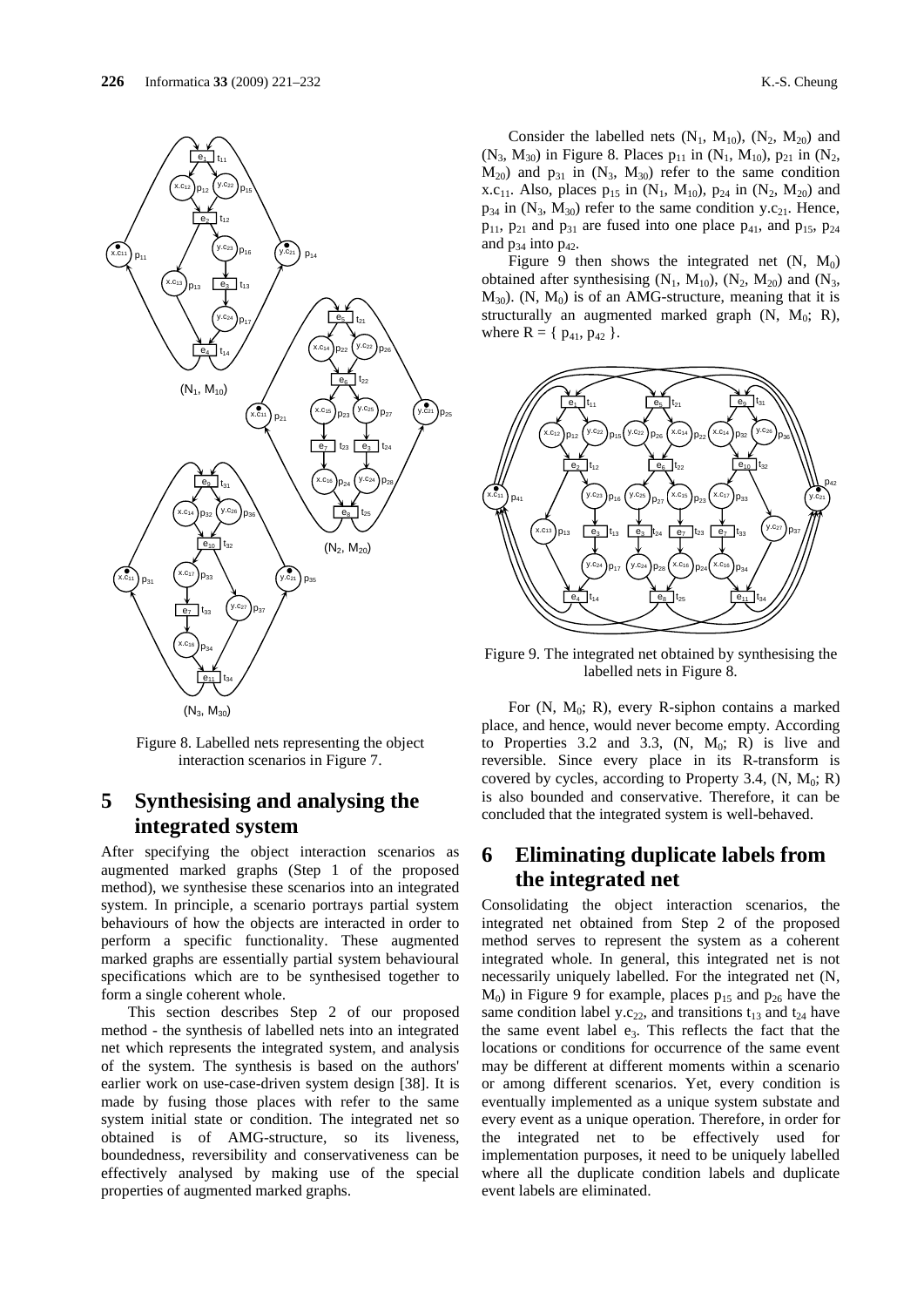Figure 8. Labelled nets representing the object interaction scenarios in Figure 7.

## 5 Synthesising and analysing the integrated system

After specifying the object interaction scenarios as augmented marked graphs (Step 1 of the proposed method), we synthesise these scenarios into an integrated system. In principle, a scenario portrays partial system behaviours of how the objects are interacted in order to perform a specific functionality. These augmented marked graphs are essentially partial system behavioural specifications which are to be synthesised together to form a single coherent whole.

This section describes Step 2 of our proposed method - the synthesis of labelled nets into an integrated net which represents the integrated system, and analysis of the system. The synthesis is based on the authors' earlier work on use-case-driven system design [38]. It is made by fusing those places with refer to the same system initial state or condition. The integrated net so obtained is of AMG-structure, so its liveness, boundedness, reversibility and conservativeness can be effectively analysed by making use of the special properties of augmented marked graphs.

Consider the labelled nets ($N_1$, $M_{10}$), ($N_2$, $M_{20}$) and ($N_3$, $M_{30}$) in Figure 8. Places $p_{11}$ in ($N_1$, $M_{10}$), $p_{21}$ in ($N_2$, $M_{20}$) and $p_{31}$ in ($N_3$, $M_{30}$) refer to the same condition $x.c_{11}$. Also, places $p_{15}$ in ($N_1$, $M_{10}$), $p_{24}$ in ($N_2$, $M_{20}$) and $p_{34}$ in ($N_3$, $M_{30}$) refer to the same condition $y.c_{21}$. Hence, $p_{11}$, $p_{21}$ and $p_{31}$ are fused into one place $p_{41}$, and $p_{15}$, $p_{24}$ and $p_{34}$ into $p_{42}$.

Figure 9 then shows the integrated net (N, $M_0$) obtained after synthesising ($N_1$, $M_{10}$), ($N_2$, $M_{20}$) and ($N_3$, $M_{30}$). (N, $M_0$) is of an AMG-structure, meaning that it is structurally an augmented marked graph (N, $M_0$; R), where R = { $p_{41}$, $p_{42}$ }.

Figure 9. The integrated net obtained by synthesising the labelled nets in Figure 8.

For (N, $M_0$; R), every R-siphon contains a marked place, and hence, would never become empty. According to Properties 3.2 and 3.3, (N, $M_0$; R) is live and reversible. Since every place in its R-transform is covered by cycles, according to Property 3.4, (N, $M_0$; R) is also bounded and conservative. Therefore, it can be concluded that the integrated system is well-behaved.

## 6 Eliminating duplicate labels from the integrated net

Consolidating the object interaction scenarios, the integrated net obtained from Step 2 of the proposed method serves to represent the system as a coherent integrated whole. In general, this integrated net is not necessarily uniquely labelled. For the integrated net (N, $M_0$) in Figure 9 for example, places $p_{15}$ and $p_{26}$ have the same condition label $y.c_{22}$, and transitions $t_{13}$ and $t_{24}$ have the same event label $e_3$. This reflects the fact that the locations or conditions for occurrence of the same event may be different at different moments within a scenario or among different scenarios. Yet, every condition is eventually implemented as a unique system substate and every event as a unique operation. Therefore, in order for the integrated net to be effectively used for implementation purposes, it need to be uniquely labelled where all the duplicate condition labels and duplicate event labels are eliminated.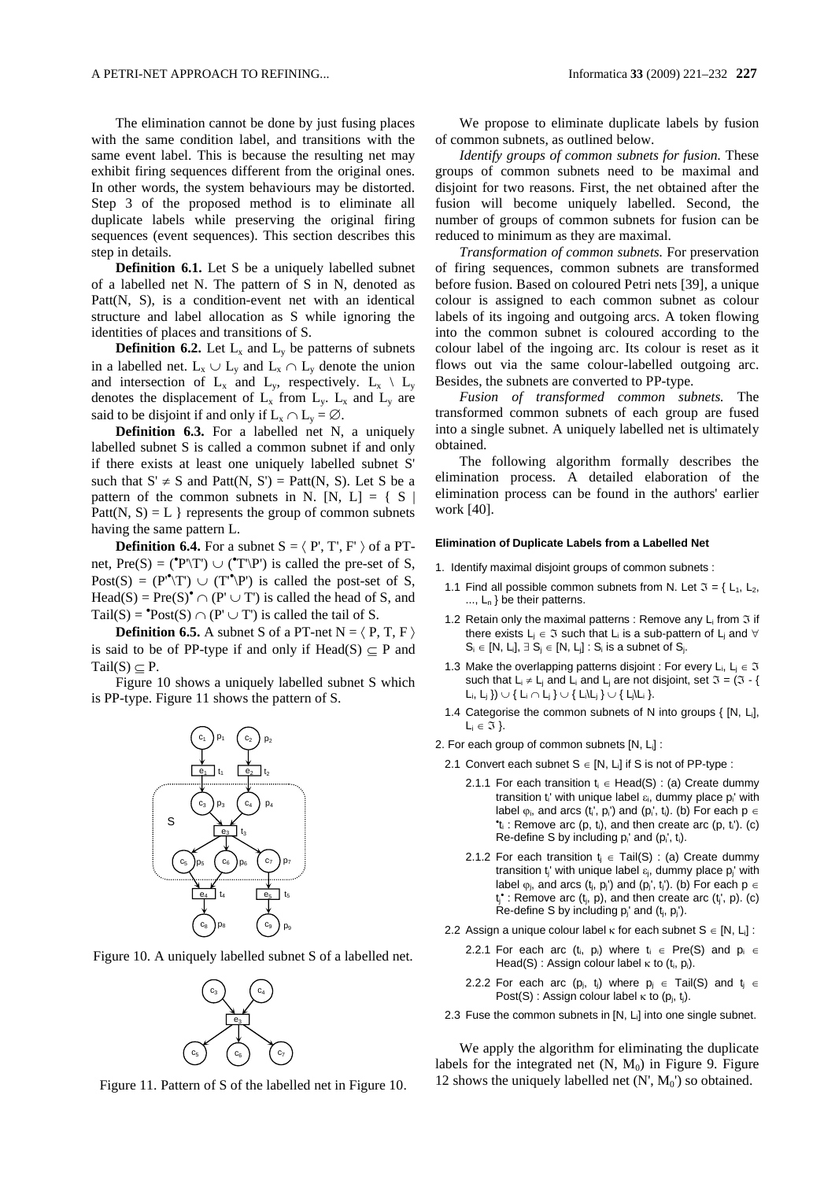The elimination cannot be done by just fusing places with the same condition label, and transitions with the same event label. This is because the resulting net may exhibit firing sequences different from the original ones. In other words, the system behaviours may be distorted. Step 3 of the proposed method is to eliminate all duplicate labels while preserving the original firing sequences (event sequences). This section describes this step in details.

**Definition 6.1.** Let S be a uniquely labelled subnet of a labelled net N. The pattern of S in N, denoted as Patt(N, S), is a condition-event net with an identical structure and label allocation as S while ignoring the identities of places and transitions of S.

**Definition 6.2.** Let $L_x$ and $L_y$ be patterns of subnets in a labelled net. $L_x \cup L_y$ and $L_x \cap L_y$ denote the union and intersection of $L_x$ and $L_y$, respectively. $L_x \setminus L_y$ denotes the displacement of $L_x$ from $L_y$. $L_x$ and $L_y$ are said to be disjoint if and only if $L_x \cap L_y = \emptyset$.

**Definition 6.3.** For a labelled net N, a uniquely labelled subnet S is called a common subnet if and only if there exists at least one uniquely labelled subnet S' such that $S' \neq S$ and Patt(N, S') = Patt(N, S). Let S be a pattern of the common subnets in N. [N, L] = { S | Patt(N, S) = L } represents the group of common subnets having the same pattern L.

**Definition 6.4.** For a subnet $S = \langle P', T', F' \rangle$ of a PT-net, $\text{Pre}(S) = ({}^\bullet P' \setminus T') \cup ({}^\bullet T' \setminus P')$ is called the pre-set of S, $\text{Post}(S) = (P'^\bullet \setminus T') \cup (T'^\bullet \setminus P')$ is called the post-set of S, $\text{Head}(S) = \text{Pre}(S)^\bullet \cap (P' \cup T')$ is called the head of S, and $\text{Tail}(S) = {}^\bullet\text{Post}(S) \cap (P' \cup T')$ is called the tail of S.

**Definition 6.5.** A subnet S of a PT-net $N = \langle P, T, F \rangle$ is said to be of PP-type if and only if $\text{Head}(S) \subseteq P$ and $\text{Tail}(S) \subseteq P$.

Figure 10 shows a uniquely labelled subnet S which is PP-type. Figure 11 shows the pattern of S.

Figure 10. A uniquely labelled subnet S of a labelled net.

Figure 11. Pattern of S of the labelled net in Figure 10.

We propose to eliminate duplicate labels by fusion of common subnets, as outlined below.

*Identify groups of common subnets for fusion.* These groups of common subnets need to be maximal and disjoint for two reasons. First, the net obtained after the fusion will become uniquely labelled. Second, the number of groups of common subnets for fusion can be reduced to minimum as they are maximal.

*Transformation of common subnets.* For preservation of firing sequences, common subnets are transformed before fusion. Based on coloured Petri nets [39], a unique colour is assigned to each common subnet as colour labels of its ingoing and outgoing arcs. A token flowing into the common subnet is coloured according to the colour label of the ingoing arc. Its colour is reset as it flows out via the same colour-labelled outgoing arc. Besides, the subnets are converted to PP-type.

*Fusion of transformed common subnets.* The transformed common subnets of each group are fused into a single subnet. A uniquely labelled net is ultimately obtained.

The following algorithm formally describes the elimination process. A detailed elaboration of the elimination process can be found in the authors' earlier work [40].

**Elimination of Duplicate Labels from a Labelled Net**

1. Identify maximal disjoint groups of common subnets :
   1.1 Find all possible common subnets from N. Let $\mathfrak{I} = \{ L_1, L_2, ..., L_n \}$ be their patterns.
   1.2 Retain only the maximal patterns : Remove any $L_i$ from $\mathfrak{I}$ if there exists $L_j \in \mathfrak{I}$ such that $L_i$ is a sub-pattern of $L_j$ and $\forall S_i \in [N, L_i], \exists S_j \in [N, L_j] : S_i$ is a subnet of $S_j$.
   1.3 Make the overlapping patterns disjoint : For every $L_i, L_j \in \mathfrak{I}$ such that $L_i \neq L_j$ and $L_i$ and $L_j$ are not disjoint, set $\mathfrak{I} = (\mathfrak{I} - \{ L_i, L_j \}) \cup \{ L_i \cap L_j \} \cup \{ L_i \setminus L_j \} \cup \{ L_j \setminus L_i \}$.
   1.4 Categorise the common subnets of N into groups { [N, $L_i$], $L_i \in \mathfrak{I}$ }.
2. For each group of common subnets [N, $L_i$] :
   2.1 Convert each subnet $S \in [N, L_i]$ if S is not of PP-type :
      2.1.1 For each transition $t_i \in \text{Head}(S)$ : (a) Create dummy transition $t_i'$ with unique label $\varepsilon_i$, dummy place $p_i'$ with label $\varphi_i$, and arcs $(t_i', p_i')$ and $(p_i', t_i)$. (b) For each $p \in {}^\bullet t_i$ : Remove arc $(p, t_i)$, and then create arc $(p, t_i')$. (c) Re-define S by including $p_i'$ and $(p_i', t_i)$.
      2.1.2 For each transition $t_j \in \text{Tail}(S)$ : (a) Create dummy transition $t_j'$ with unique label $\varepsilon_j$, dummy place $p_j'$ with label $\varphi_j$, and arcs $(t_j, p_j')$ and $(p_j', t_j')$. (b) For each $p \in t_j^\bullet$ : Remove arc $(t_j, p)$, and then create arc $(t_j', p)$. (c) Re-define S by including $p_j'$ and $(t_j, p_j')$.
   2.2 Assign a unique colour label $\kappa$ for each subnet $S \in [N, L_i]$ :
      2.2.1 For each arc $(t_i, p_i)$ where $t_i \in \text{Pre}(S)$ and $p_i \in \text{Head}(S)$ : Assign colour label $\kappa$ to $(t_i, p_i)$.
      2.2.2 For each arc $(p_j, t_j)$ where $p_j \in \text{Tail}(S)$ and $t_j \in \text{Post}(S)$ : Assign colour label $\kappa$ to $(p_j, t_j)$.
   2.3 Fuse the common subnets in [N, $L_i$] into one single subnet.

We apply the algorithm for eliminating the duplicate labels for the integrated net (N, $M_0$) in Figure 9. Figure 12 shows the uniquely labelled net (N', $M_0'$) so obtained.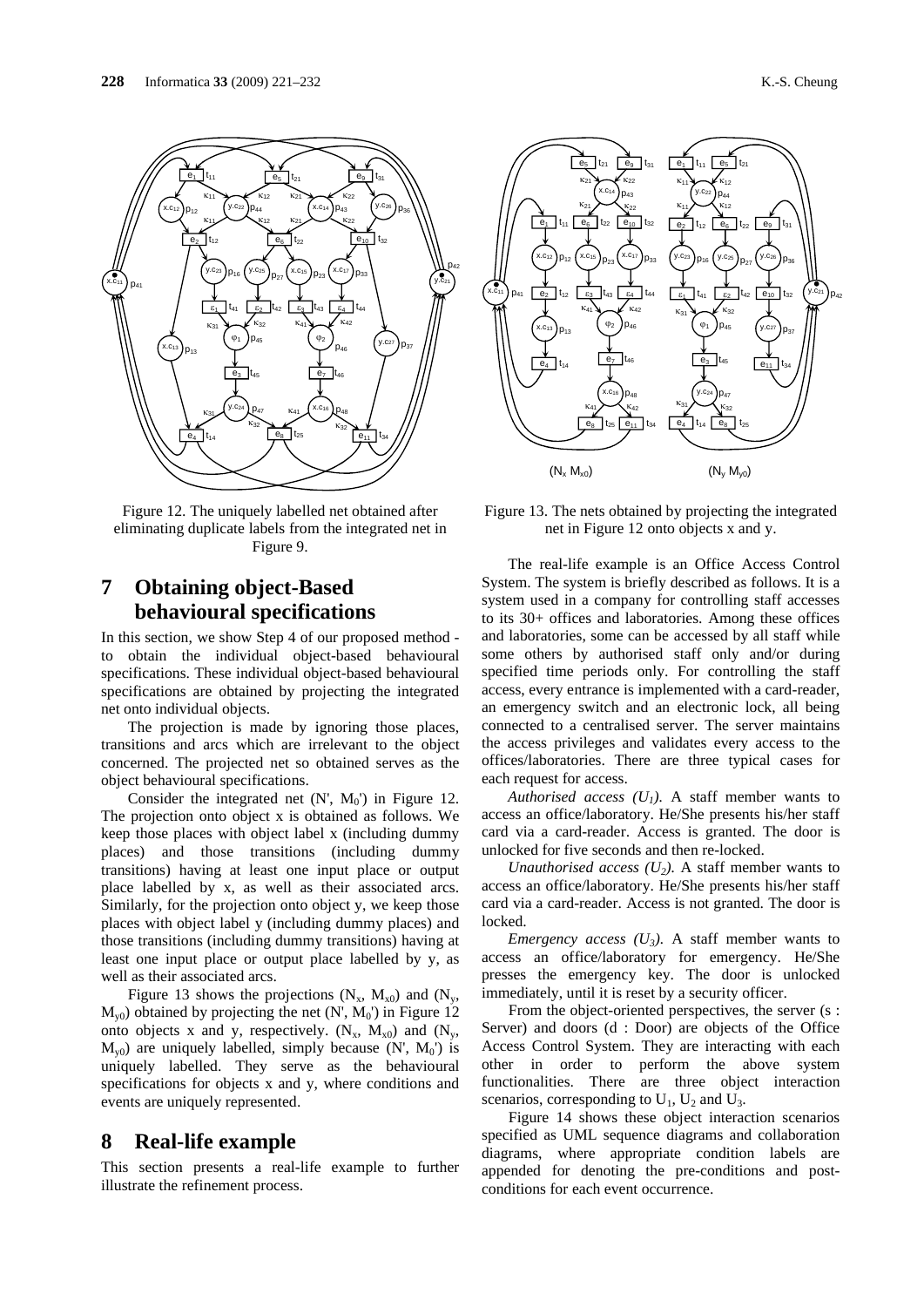Figure 12. The uniquely labelled net obtained after eliminating duplicate labels from the integrated net in Figure 9.

Figure 13. The nets obtained by projecting the integrated net in Figure 12 onto objects x and y.

## 7 Obtaining object-Based behavioural specifications

In this section, we show Step 4 of our proposed method - to obtain the individual object-based behavioural specifications. These individual object-based behavioural specifications are obtained by projecting the integrated net onto individual objects.

The projection is made by ignoring those places, transitions and arcs which are irrelevant to the object concerned. The projected net so obtained serves as the object behavioural specifications.

Consider the integrated net (N', $M_0$') in Figure 12. The projection onto object x is obtained as follows. We keep those places with object label x (including dummy places) and those transitions (including dummy transitions) having at least one input place or output place labelled by x, as well as their associated arcs. Similarly, for the projection onto object y, we keep those places with object label y (including dummy places) and those transitions (including dummy transitions) having at least one input place or output place labelled by y, as well as their associated arcs.

Figure 13 shows the projections ($N_x$, $M_{x0}$) and ($N_y$, $M_{y0}$) obtained by projecting the net (N', $M_0$') in Figure 12 onto objects x and y, respectively. ($N_x$, $M_{x0}$) and ($N_y$, $M_{y0}$) are uniquely labelled, simply because (N', $M_0$') is uniquely labelled. They serve as the behavioural specifications for objects x and y, where conditions and events are uniquely represented.

## 8 Real-life example

This section presents a real-life example to further illustrate the refinement process.

The real-life example is an Office Access Control System. The system is briefly described as follows. It is a system used in a company for controlling staff accesses to its 30+ offices and laboratories. Among these offices and laboratories, some can be accessed by all staff while some others by authorised staff only and/or during specified time periods only. For controlling the staff access, every entrance is implemented with a card-reader, an emergency switch and an electronic lock, all being connected to a centralised server. The server maintains the access privileges and validates every access to the offices/laboratories. There are three typical cases for each request for access.

*Authorised access ($U_1$).* A staff member wants to access an office/laboratory. He/She presents his/her staff card via a card-reader. Access is granted. The door is unlocked for five seconds and then re-locked.

*Unauthorised access ($U_2$).* A staff member wants to access an office/laboratory. He/She presents his/her staff card via a card-reader. Access is not granted. The door is locked.

*Emergency access ($U_3$).* A staff member wants to access an office/laboratory for emergency. He/She presses the emergency key. The door is unlocked immediately, until it is reset by a security officer.

From the object-oriented perspectives, the server (s : Server) and doors (d : Door) are objects of the Office Access Control System. They are interacting with each other in order to perform the above system functionalities. There are three object interaction scenarios, corresponding to $U_1$, $U_2$ and $U_3$.

Figure 14 shows these object interaction scenarios specified as UML sequence diagrams and collaboration diagrams, where appropriate condition labels are appended for denoting the pre-conditions and post-conditions for each event occurrence.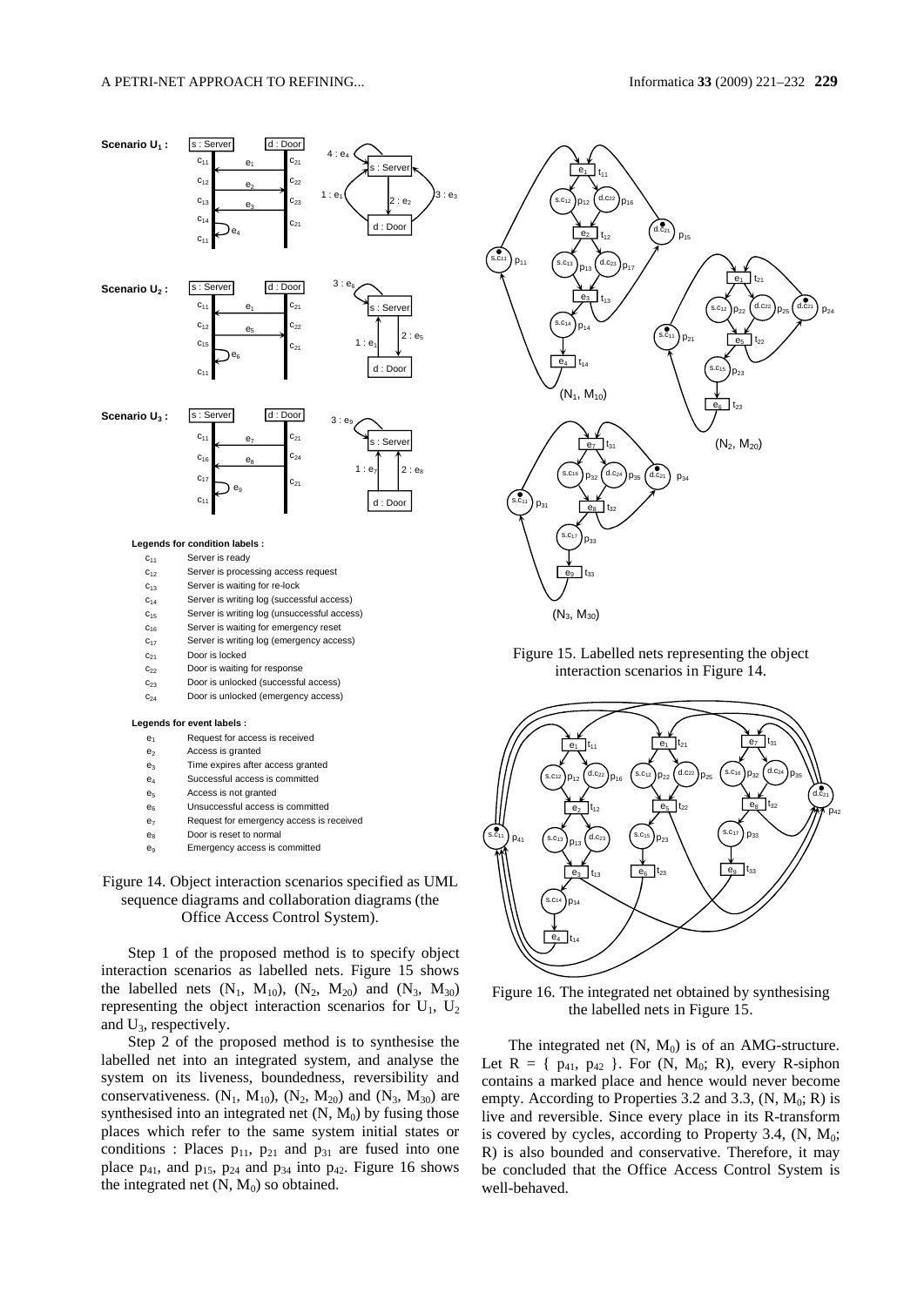Legends for condition labels :

| | |
|---|---|
| $c_{11}$ | Server is ready |
| $c_{12}$ | Server is processing access request |
| $c_{13}$ | Server is waiting for re-lock |
| $c_{14}$ | Server is writing log (successful access) |
| $c_{15}$ | Server is writing log (unsuccessful access) |
| $c_{16}$ | Server is waiting for emergency reset |
| $c_{17}$ | Server is writing log (emergency access) |
| $c_{21}$ | Door is locked |
| $c_{22}$ | Door is waiting for response |
| $c_{23}$ | Door is unlocked (successful access) |
| $c_{24}$ | Door is unlocked (emergency access) |

Legends for event labels :

| | |
|---|---|
| $e_1$ | Request for access is received |
| $e_2$ | Access is granted |
| $e_3$ | Time expires after access granted |
| $e_4$ | Successful access is committed |
| $e_5$ | Access is not granted |
| $e_6$ | Unsuccessful access is committed |
| $e_7$ | Request for emergency access is received |
| $e_8$ | Door is reset to normal |
| $e_9$ | Emergency access is committed |

Figure 14. Object interaction scenarios specified as UML sequence diagrams and collaboration diagrams (the Office Access Control System).

Step 1 of the proposed method is to specify object interaction scenarios as labelled nets. Figure 15 shows the labelled nets ($N_1$, $M_{10}$), ($N_2$, $M_{20}$) and ($N_3$, $M_{30}$) representing the object interaction scenarios for $U_1$, $U_2$ and $U_3$, respectively.

Step 2 of the proposed method is to synthesise the labelled net into an integrated system, and analyse the system on its liveness, boundedness, reversibility and conservativeness. ($N_1$, $M_{10}$), ($N_2$, $M_{20}$) and ($N_3$, $M_{30}$) are synthesised into an integrated net (N, $M_0$) by fusing those places which refer to the same system initial states or conditions : Places $p_{11}$, $p_{21}$ and $p_{31}$ are fused into one place $p_{41}$, and $p_{15}$, $p_{24}$ and $p_{34}$ into $p_{42}$. Figure 16 shows the integrated net (N, $M_0$) so obtained.

Figure 15. Labelled nets representing the object interaction scenarios in Figure 14.

Figure 16. The integrated net obtained by synthesising the labelled nets in Figure 15.

The integrated net (N, $M_0$) is of an AMG-structure. Let R = { $p_{41}$, $p_{42}$ }. For (N, $M_0$; R), every R-siphon contains a marked place and hence would never become empty. According to Properties 3.2 and 3.3, (N, $M_0$; R) is live and reversible. Since every place in its R-transform is covered by cycles, according to Property 3.4, (N, $M_0$; R) is also bounded and conservative. Therefore, it may be concluded that the Office Access Control System is well-behaved.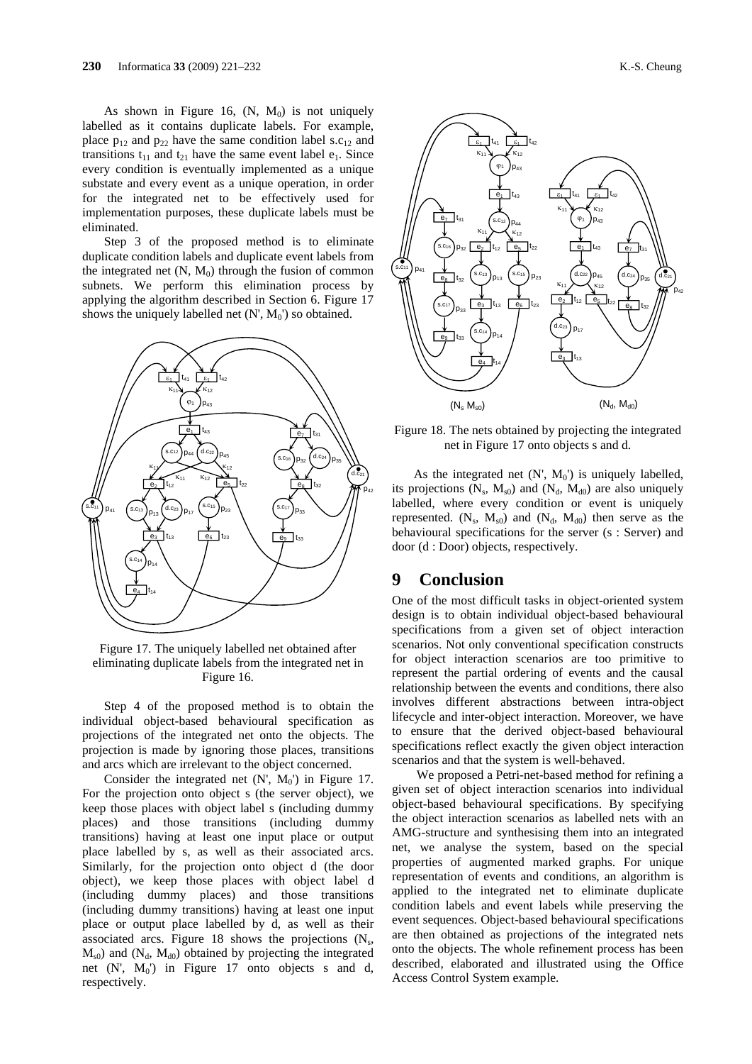As shown in Figure 16, (N, $M_0$) is not uniquely labelled as it contains duplicate labels. For example, place $p_{12}$ and $p_{22}$ have the same condition label s.$c_{12}$ and transitions $t_{11}$ and $t_{21}$ have the same event label $e_1$. Since every condition is eventually implemented as a unique substate and every event as a unique operation, in order for the integrated net to be effectively used for implementation purposes, these duplicate labels must be eliminated.

Step 3 of the proposed method is to eliminate duplicate condition labels and duplicate event labels from the integrated net (N, $M_0$) through the fusion of common subnets. We perform this elimination process by applying the algorithm described in Section 6. Figure 17 shows the uniquely labelled net (N', $M_0$') so obtained.

Figure 17. The uniquely labelled net obtained after eliminating duplicate labels from the integrated net in Figure 16.

Step 4 of the proposed method is to obtain the individual object-based behavioural specification as projections of the integrated net onto the objects. The projection is made by ignoring those places, transitions and arcs which are irrelevant to the object concerned.

Consider the integrated net (N', $M_0$') in Figure 17. For the projection onto object s (the server object), we keep those places with object label s (including dummy places) and those transitions (including dummy transitions) having at least one input place or output place labelled by s, as well as their associated arcs. Similarly, for the projection onto object d (the door object), we keep those places with object label d (including dummy places) and those transitions (including dummy transitions) having at least one input place or output place labelled by d, as well as their associated arcs. Figure 18 shows the projections ($N_s$, $M_{s0}$) and ($N_d$, $M_{d0}$) obtained by projecting the integrated net (N', $M_0$') in Figure 17 onto objects s and d, respectively.

Figure 18. The nets obtained by projecting the integrated net in Figure 17 onto objects s and d.

As the integrated net (N', $M_0$') is uniquely labelled, its projections ($N_s$, $M_{s0}$) and ($N_d$, $M_{d0}$) are also uniquely labelled, where every condition or event is uniquely represented. ($N_s$, $M_{s0}$) and ($N_d$, $M_{d0}$) then serve as the behavioural specifications for the server (s : Server) and door (d : Door) objects, respectively.

## 9 Conclusion

One of the most difficult tasks in object-oriented system design is to obtain individual object-based behavioural specifications from a given set of object interaction scenarios. Not only conventional specification constructs for object interaction scenarios are too primitive to represent the partial ordering of events and the causal relationship between the events and conditions, there also involves different abstractions between intra-object lifecycle and inter-object interaction. Moreover, we have to ensure that the derived object-based behavioural specifications reflect exactly the given object interaction scenarios and that the system is well-behaved.

We proposed a Petri-net-based method for refining a given set of object interaction scenarios into individual object-based behavioural specifications. By specifying the object interaction scenarios as labelled nets with an AMG-structure and synthesising them into an integrated net, we analyse the system, based on the special properties of augmented marked graphs. For unique representation of events and conditions, an algorithm is applied to the integrated net to eliminate duplicate condition labels and event labels while preserving the event sequences. Object-based behavioural specifications are then obtained as projections of the integrated nets onto the objects. The whole refinement process has been described, elaborated and illustrated using the Office Access Control System example.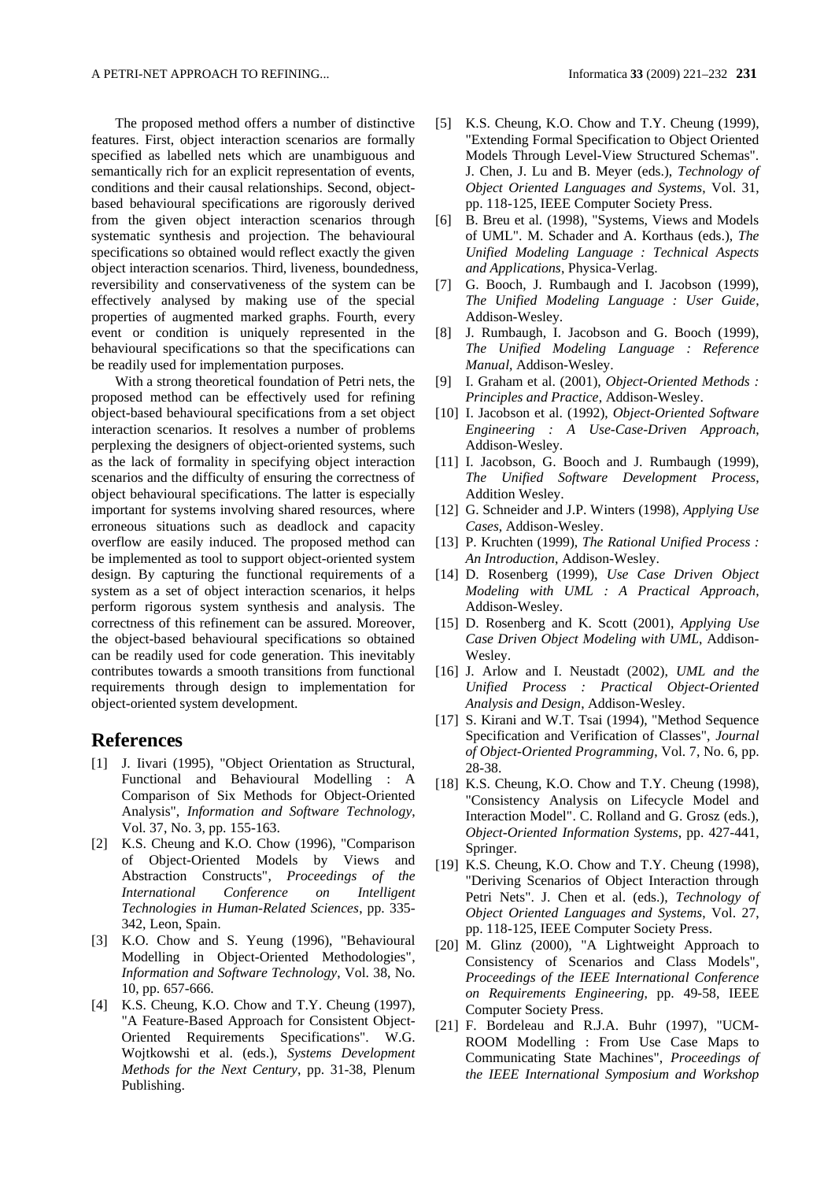The proposed method offers a number of distinctive features. First, object interaction scenarios are formally specified as labelled nets which are unambiguous and semantically rich for an explicit representation of events, conditions and their causal relationships. Second, object-based behavioural specifications are rigorously derived from the given object interaction scenarios through systematic synthesis and projection. The behavioural specifications so obtained would reflect exactly the given object interaction scenarios. Third, liveness, boundedness, reversibility and conservativeness of the system can be effectively analysed by making use of the special properties of augmented marked graphs. Fourth, every event or condition is uniquely represented in the behavioural specifications so that the specifications can be readily used for implementation purposes.

With a strong theoretical foundation of Petri nets, the proposed method can be effectively used for refining object-based behavioural specifications from a set object interaction scenarios. It resolves a number of problems perplexing the designers of object-oriented systems, such as the lack of formality in specifying object interaction scenarios and the difficulty of ensuring the correctness of object behavioural specifications. The latter is especially important for systems involving shared resources, where erroneous situations such as deadlock and capacity overflow are easily induced. The proposed method can be implemented as tool to support object-oriented system design. By capturing the functional requirements of a system as a set of object interaction scenarios, it helps perform rigorous system synthesis and analysis. The correctness of this refinement can be assured. Moreover, the object-based behavioural specifications so obtained can be readily used for code generation. This inevitably contributes towards a smooth transitions from functional requirements through design to implementation for object-oriented system development.

## References

[1] J. Iivari (1995), "Object Orientation as Structural, Functional and Behavioural Modelling : A Comparison of Six Methods for Object-Oriented Analysis", *Information and Software Technology*, Vol. 37, No. 3, pp. 155-163.

[2] K.S. Cheung and K.O. Chow (1996), "Comparison of Object-Oriented Models by Views and Abstraction Constructs", *Proceedings of the International Conference on Intelligent Technologies in Human-Related Sciences*, pp. 335-342, Leon, Spain.

[3] K.O. Chow and S. Yeung (1996), "Behavioural Modelling in Object-Oriented Methodologies", *Information and Software Technology*, Vol. 38, No. 10, pp. 657-666.

[4] K.S. Cheung, K.O. Chow and T.Y. Cheung (1997), "A Feature-Based Approach for Consistent Object-Oriented Requirements Specifications". W.G. Wojtkowshi et al. (eds.), *Systems Development Methods for the Next Century*, pp. 31-38, Plenum Publishing.

[5] K.S. Cheung, K.O. Chow and T.Y. Cheung (1999), "Extending Formal Specification to Object Oriented Models Through Level-View Structured Schemas". J. Chen, J. Lu and B. Meyer (eds.), *Technology of Object Oriented Languages and Systems*, Vol. 31, pp. 118-125, IEEE Computer Society Press.

[6] B. Breu et al. (1998), "Systems, Views and Models of UML". M. Schader and A. Korthaus (eds.), *The Unified Modeling Language : Technical Aspects and Applications*, Physica-Verlag.

[7] G. Booch, J. Rumbaugh and I. Jacobson (1999), *The Unified Modeling Language : User Guide*, Addison-Wesley.

[8] J. Rumbaugh, I. Jacobson and G. Booch (1999), *The Unified Modeling Language : Reference Manual*, Addison-Wesley.

[9] I. Graham et al. (2001), *Object-Oriented Methods : Principles and Practice*, Addison-Wesley.

[10] I. Jacobson et al. (1992), *Object-Oriented Software Engineering : A Use-Case-Driven Approach*, Addison-Wesley.

[11] I. Jacobson, G. Booch and J. Rumbaugh (1999), *The Unified Software Development Process*, Addition Wesley.

[12] G. Schneider and J.P. Winters (1998), *Applying Use Cases*, Addison-Wesley.

[13] P. Kruchten (1999), *The Rational Unified Process : An Introduction*, Addison-Wesley.

[14] D. Rosenberg (1999), *Use Case Driven Object Modeling with UML : A Practical Approach*, Addison-Wesley.

[15] D. Rosenberg and K. Scott (2001), *Applying Use Case Driven Object Modeling with UML*, Addison-Wesley.

[16] J. Arlow and I. Neustadt (2002), *UML and the Unified Process : Practical Object-Oriented Analysis and Design*, Addison-Wesley.

[17] S. Kirani and W.T. Tsai (1994), "Method Sequence Specification and Verification of Classes", *Journal of Object-Oriented Programming*, Vol. 7, No. 6, pp. 28-38.

[18] K.S. Cheung, K.O. Chow and T.Y. Cheung (1998), "Consistency Analysis on Lifecycle Model and Interaction Model". C. Rolland and G. Grosz (eds.), *Object-Oriented Information Systems*, pp. 427-441, Springer.

[19] K.S. Cheung, K.O. Chow and T.Y. Cheung (1998), "Deriving Scenarios of Object Interaction through Petri Nets". J. Chen et al. (eds.), *Technology of Object Oriented Languages and Systems*, Vol. 27, pp. 118-125, IEEE Computer Society Press.

[20] M. Glinz (2000), "A Lightweight Approach to Consistency of Scenarios and Class Models", *Proceedings of the IEEE International Conference on Requirements Engineering*, pp. 49-58, IEEE Computer Society Press.

[21] F. Bordeleau and R.J.A. Buhr (1997), "UCM-ROOM Modelling : From Use Case Maps to Communicating State Machines", *Proceedings of the IEEE International Symposium and Workshop*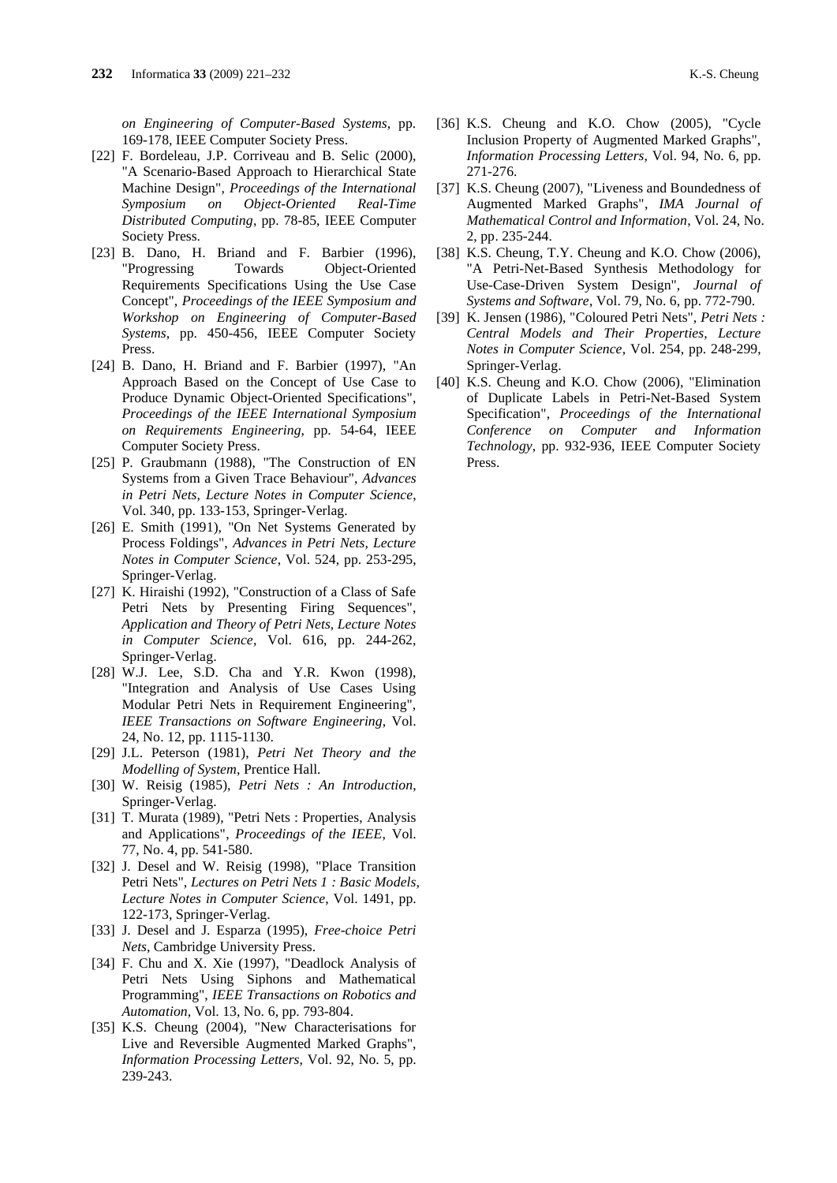*on Engineering of Computer-Based Systems*, pp. 169-178, IEEE Computer Society Press.

[22] F. Bordeleau, J.P. Corriveau and B. Selic (2000), "A Scenario-Based Approach to Hierarchical State Machine Design", *Proceedings of the International Symposium on Object-Oriented Real-Time Distributed Computing*, pp. 78-85, IEEE Computer Society Press.

[23] B. Dano, H. Briand and F. Barbier (1996), "Progressing Towards Object-Oriented Requirements Specifications Using the Use Case Concept", *Proceedings of the IEEE Symposium and Workshop on Engineering of Computer-Based Systems*, pp. 450-456, IEEE Computer Society Press.

[24] B. Dano, H. Briand and F. Barbier (1997), "An Approach Based on the Concept of Use Case to Produce Dynamic Object-Oriented Specifications", *Proceedings of the IEEE International Symposium on Requirements Engineering*, pp. 54-64, IEEE Computer Society Press.

[25] P. Graubmann (1988), "The Construction of EN Systems from a Given Trace Behaviour", *Advances in Petri Nets, Lecture Notes in Computer Science*, Vol. 340, pp. 133-153, Springer-Verlag.

[26] E. Smith (1991), "On Net Systems Generated by Process Foldings", *Advances in Petri Nets, Lecture Notes in Computer Science*, Vol. 524, pp. 253-295, Springer-Verlag.

[27] K. Hiraishi (1992), "Construction of a Class of Safe Petri Nets by Presenting Firing Sequences", *Application and Theory of Petri Nets, Lecture Notes in Computer Science*, Vol. 616, pp. 244-262, Springer-Verlag.

[28] W.J. Lee, S.D. Cha and Y.R. Kwon (1998), "Integration and Analysis of Use Cases Using Modular Petri Nets in Requirement Engineering", *IEEE Transactions on Software Engineering*, Vol. 24, No. 12, pp. 1115-1130.

[29] J.L. Peterson (1981), *Petri Net Theory and the Modelling of System*, Prentice Hall.

[30] W. Reisig (1985), *Petri Nets : An Introduction*, Springer-Verlag.

[31] T. Murata (1989), "Petri Nets : Properties, Analysis and Applications", *Proceedings of the IEEE*, Vol. 77, No. 4, pp. 541-580.

[32] J. Desel and W. Reisig (1998), "Place Transition Petri Nets", *Lectures on Petri Nets 1 : Basic Models, Lecture Notes in Computer Science*, Vol. 1491, pp. 122-173, Springer-Verlag.

[33] J. Desel and J. Esparza (1995), *Free-choice Petri Nets*, Cambridge University Press.

[34] F. Chu and X. Xie (1997), "Deadlock Analysis of Petri Nets Using Siphons and Mathematical Programming", *IEEE Transactions on Robotics and Automation*, Vol. 13, No. 6, pp. 793-804.

[35] K.S. Cheung (2004), "New Characterisations for Live and Reversible Augmented Marked Graphs", *Information Processing Letters*, Vol. 92, No. 5, pp. 239-243.

[36] K.S. Cheung and K.O. Chow (2005), "Cycle Inclusion Property of Augmented Marked Graphs", *Information Processing Letters*, Vol. 94, No. 6, pp. 271-276.

[37] K.S. Cheung (2007), "Liveness and Boundedness of Augmented Marked Graphs", *IMA Journal of Mathematical Control and Information*, Vol. 24, No. 2, pp. 235-244.

[38] K.S. Cheung, T.Y. Cheung and K.O. Chow (2006), "A Petri-Net-Based Synthesis Methodology for Use-Case-Driven System Design", *Journal of Systems and Software*, Vol. 79, No. 6, pp. 772-790.

[39] K. Jensen (1986), "Coloured Petri Nets", *Petri Nets : Central Models and Their Properties, Lecture Notes in Computer Science*, Vol. 254, pp. 248-299, Springer-Verlag.

[40] K.S. Cheung and K.O. Chow (2006), "Elimination of Duplicate Labels in Petri-Net-Based System Specification", *Proceedings of the International Conference on Computer and Information Technology*, pp. 932-936, IEEE Computer Society Press.